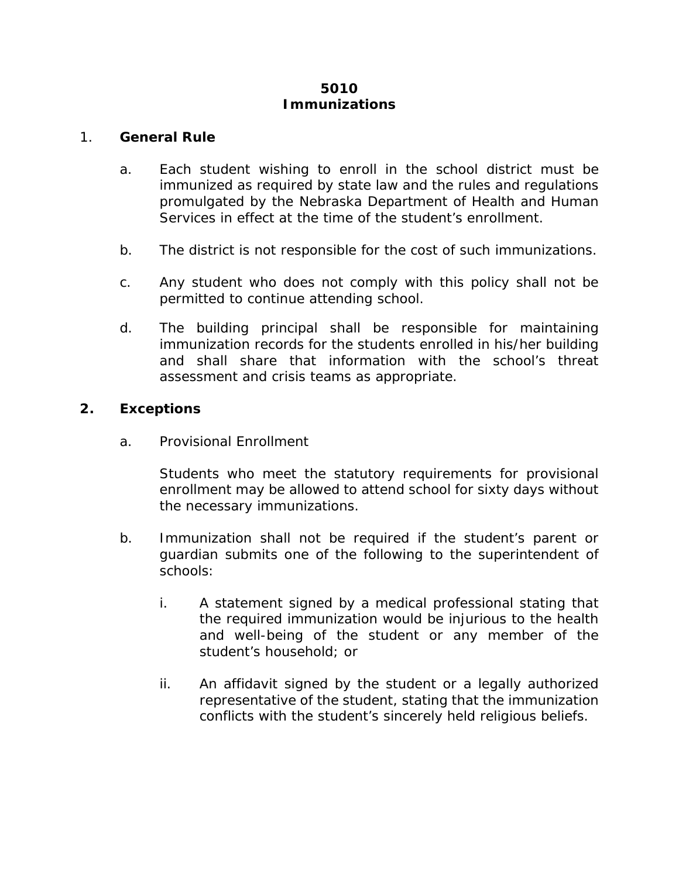# 5010
# Immunizations

1. **General Rule**

   a. Each student wishing to enroll in the school district must be immunized as required by state law and the rules and regulations promulgated by the Nebraska Department of Health and Human Services in effect at the time of the student's enrollment.

   b. The district is not responsible for the cost of such immunizations.

   c. Any student who does not comply with this policy shall not be permitted to continue attending school.

   d. The building principal shall be responsible for maintaining immunization records for the students enrolled in his/her building and shall share that information with the school's threat assessment and crisis teams as appropriate.

2. **Exceptions**

   a. Provisional Enrollment

      Students who meet the statutory requirements for provisional enrollment may be allowed to attend school for sixty days without the necessary immunizations.

   b. Immunization shall not be required if the student's parent or guardian submits one of the following to the superintendent of schools:

      i. A statement signed by a medical professional stating that the required immunization would be injurious to the health and well-being of the student or any member of the student's household; or

      ii. An affidavit signed by the student or a legally authorized representative of the student, stating that the immunization conflicts with the student's sincerely held religious beliefs.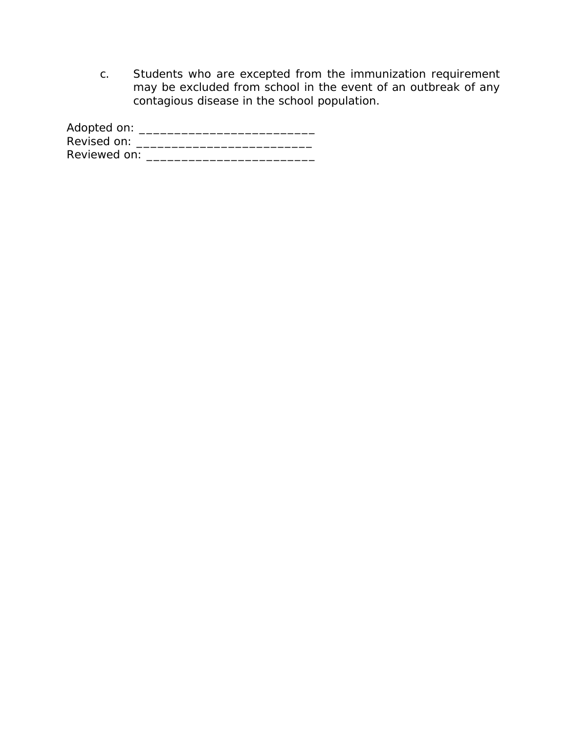c. Students who are excepted from the immunization requirement may be excluded from school in the event of an outbreak of any contagious disease in the school population.

Adopted on: ___________________________
Revised on: ___________________________
Reviewed on: __________________________